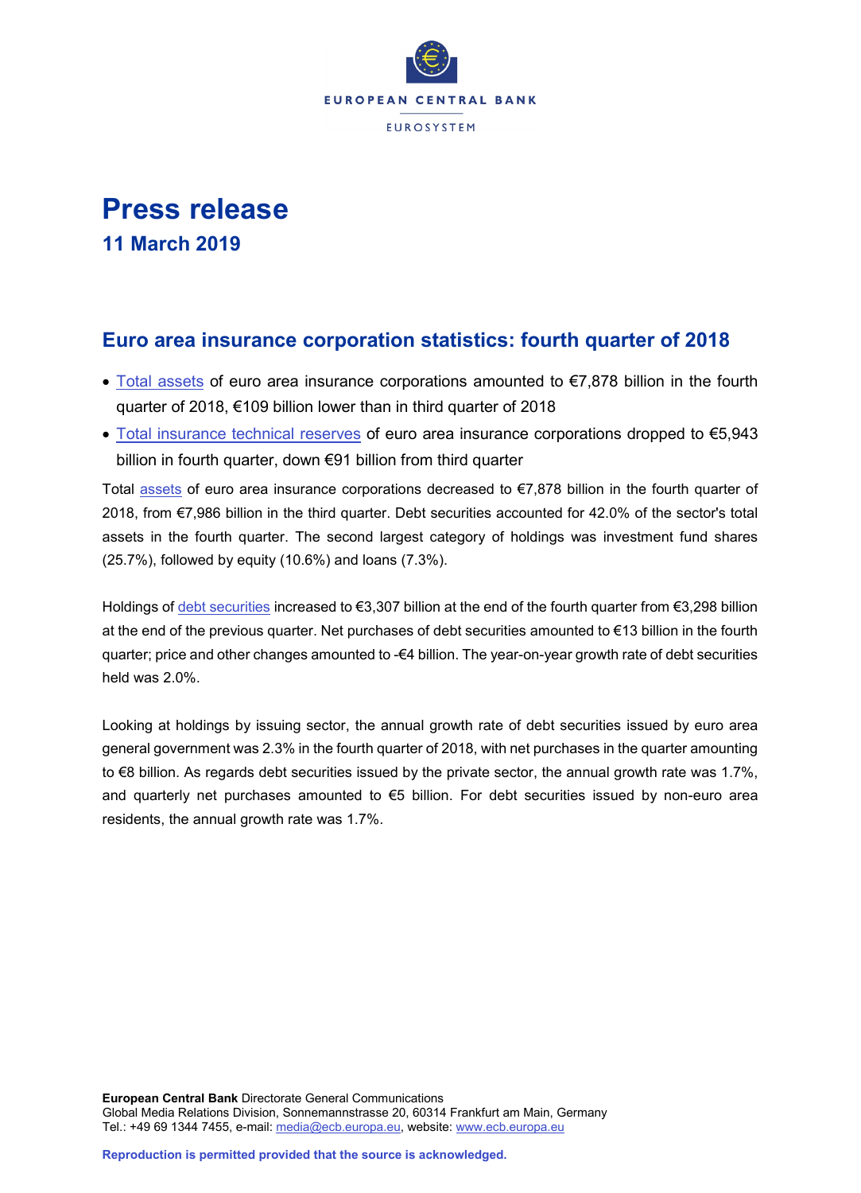EUROPEAN CENTRAL BANK

EUROSYSTEM

# Press release

## 11 March 2019

## Euro area insurance corporation statistics: fourth quarter of 2018

- Total assets of euro area insurance corporations amounted to €7,878 billion in the fourth quarter of 2018, €109 billion lower than in third quarter of 2018
- Total insurance technical reserves of euro area insurance corporations dropped to €5,943 billion in fourth quarter, down €91 billion from third quarter

Total assets of euro area insurance corporations decreased to €7,878 billion in the fourth quarter of 2018, from €7,986 billion in the third quarter. Debt securities accounted for 42.0% of the sector's total assets in the fourth quarter. The second largest category of holdings was investment fund shares (25.7%), followed by equity (10.6%) and loans (7.3%).

Holdings of debt securities increased to €3,307 billion at the end of the fourth quarter from €3,298 billion at the end of the previous quarter. Net purchases of debt securities amounted to €13 billion in the fourth quarter; price and other changes amounted to -€4 billion. The year-on-year growth rate of debt securities held was 2.0%.

Looking at holdings by issuing sector, the annual growth rate of debt securities issued by euro area general government was 2.3% in the fourth quarter of 2018, with net purchases in the quarter amounting to €8 billion. As regards debt securities issued by the private sector, the annual growth rate was 1.7%, and quarterly net purchases amounted to €5 billion. For debt securities issued by non-euro area residents, the annual growth rate was 1.7%.

**European Central Bank** Directorate General Communications
Global Media Relations Division, Sonnemannstrasse 20, 60314 Frankfurt am Main, Germany
Tel.: +49 69 1344 7455, e-mail: media@ecb.europa.eu, website: www.ecb.europa.eu

**Reproduction is permitted provided that the source is acknowledged.**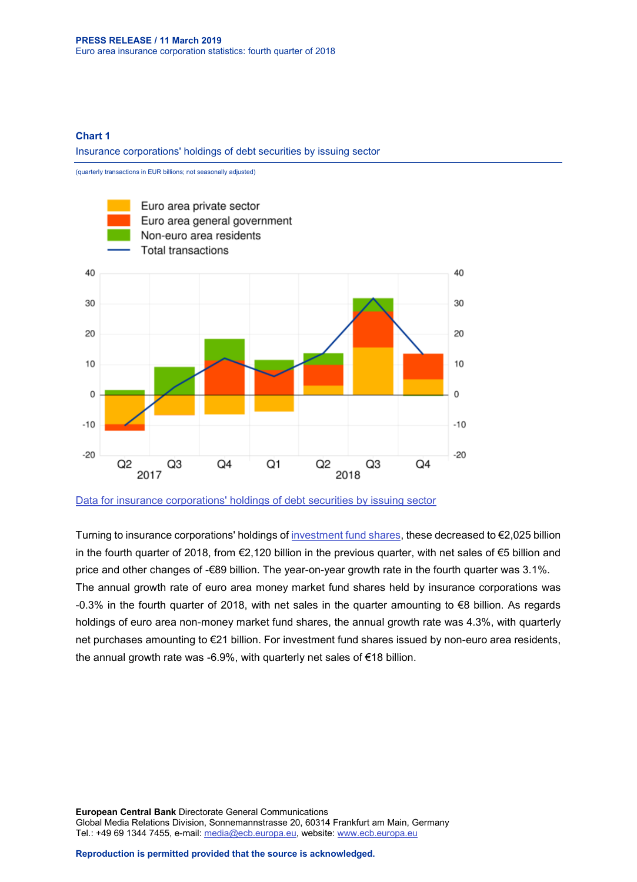### Chart 1

Insurance corporations' holdings of debt securities by issuing sector

(quarterly transactions in EUR billions; not seasonally adjusted)

Data for insurance corporations' holdings of debt securities by issuing sector

Turning to insurance corporations' holdings of investment fund shares, these decreased to €2,025 billion in the fourth quarter of 2018, from €2,120 billion in the previous quarter, with net sales of €5 billion and price and other changes of -€89 billion. The year-on-year growth rate in the fourth quarter was 3.1%. The annual growth rate of euro area money market fund shares held by insurance corporations was -0.3% in the fourth quarter of 2018, with net sales in the quarter amounting to €8 billion. As regards holdings of euro area non-money market fund shares, the annual growth rate was 4.3%, with quarterly net purchases amounting to €21 billion. For investment fund shares issued by non-euro area residents, the annual growth rate was -6.9%, with quarterly net sales of €18 billion.

**European Central Bank** Directorate General Communications
Global Media Relations Division, Sonnemannstrasse 20, 60314 Frankfurt am Main, Germany
Tel.: +49 69 1344 7455, e-mail: media@ecb.europa.eu, website: www.ecb.europa.eu

**Reproduction is permitted provided that the source is acknowledged.**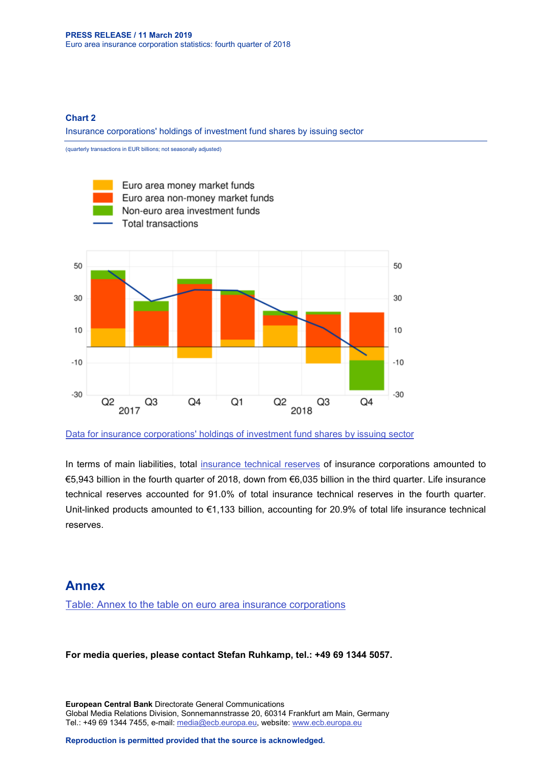**Chart 2**

Insurance corporations' holdings of investment fund shares by issuing sector

(quarterly transactions in EUR billions; not seasonally adjusted)

[Data for insurance corporations' holdings of investment fund shares by issuing sector](#)

In terms of main liabilities, total insurance technical reserves of insurance corporations amounted to €5,943 billion in the fourth quarter of 2018, down from €6,035 billion in the third quarter. Life insurance technical reserves accounted for 91.0% of total insurance technical reserves in the fourth quarter. Unit-linked products amounted to €1,133 billion, accounting for 20.9% of total life insurance technical reserves.

## Annex

[Table: Annex to the table on euro area insurance corporations](#)

**For media queries, please contact Stefan Ruhkamp, tel.: +49 69 1344 5057.**

**European Central Bank** Directorate General Communications
Global Media Relations Division, Sonnemannstrasse 20, 60314 Frankfurt am Main, Germany
Tel.: +49 69 1344 7455, e-mail: media@ecb.europa.eu, website: www.ecb.europa.eu

**Reproduction is permitted provided that the source is acknowledged.**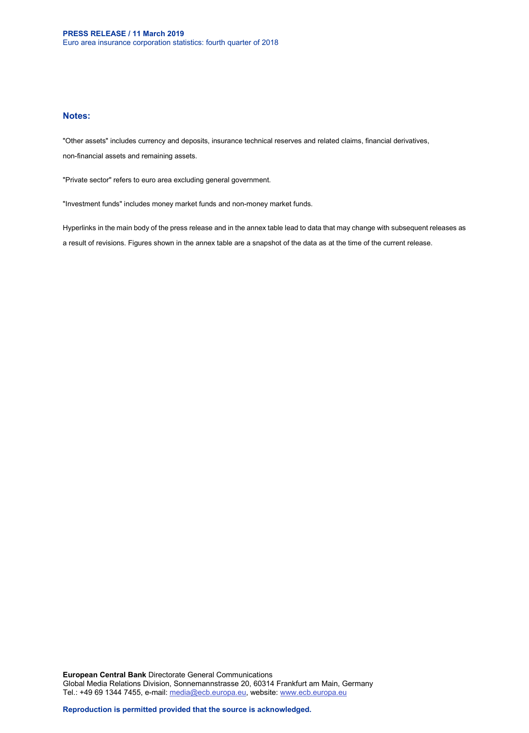## Notes:

"Other assets" includes currency and deposits, insurance technical reserves and related claims, financial derivatives, non-financial assets and remaining assets.

"Private sector" refers to euro area excluding general government.

"Investment funds" includes money market funds and non-money market funds.

Hyperlinks in the main body of the press release and in the annex table lead to data that may change with subsequent releases as a result of revisions. Figures shown in the annex table are a snapshot of the data as at the time of the current release.

**European Central Bank** Directorate General Communications
Global Media Relations Division, Sonnemannstrasse 20, 60314 Frankfurt am Main, Germany
Tel.: +49 69 1344 7455, e-mail: media@ecb.europa.eu, website: www.ecb.europa.eu

**Reproduction is permitted provided that the source is acknowledged.**